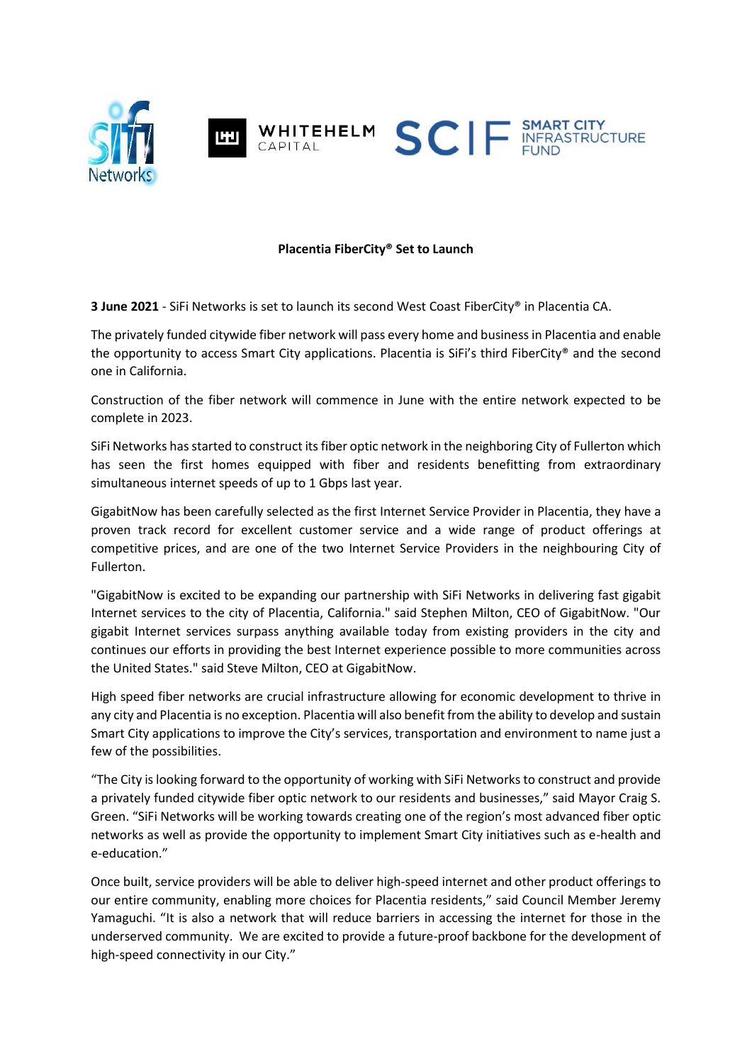**Placentia FiberCity® Set to Launch**

**3 June 2021** - SiFi Networks is set to launch its second West Coast FiberCity® in Placentia CA.

The privately funded citywide fiber network will pass every home and business in Placentia and enable the opportunity to access Smart City applications. Placentia is SiFi's third FiberCity® and the second one in California.

Construction of the fiber network will commence in June with the entire network expected to be complete in 2023.

SiFi Networks has started to construct its fiber optic network in the neighboring City of Fullerton which has seen the first homes equipped with fiber and residents benefitting from extraordinary simultaneous internet speeds of up to 1 Gbps last year.

GigabitNow has been carefully selected as the first Internet Service Provider in Placentia, they have a proven track record for excellent customer service and a wide range of product offerings at competitive prices, and are one of the two Internet Service Providers in the neighbouring City of Fullerton.

"GigabitNow is excited to be expanding our partnership with SiFi Networks in delivering fast gigabit Internet services to the city of Placentia, California." said Stephen Milton, CEO of GigabitNow. "Our gigabit Internet services surpass anything available today from existing providers in the city and continues our efforts in providing the best Internet experience possible to more communities across the United States." said Steve Milton, CEO at GigabitNow.

High speed fiber networks are crucial infrastructure allowing for economic development to thrive in any city and Placentia is no exception. Placentia will also benefit from the ability to develop and sustain Smart City applications to improve the City's services, transportation and environment to name just a few of the possibilities.

"The City is looking forward to the opportunity of working with SiFi Networks to construct and provide a privately funded citywide fiber optic network to our residents and businesses," said Mayor Craig S. Green. "SiFi Networks will be working towards creating one of the region's most advanced fiber optic networks as well as provide the opportunity to implement Smart City initiatives such as e-health and e-education."

Once built, service providers will be able to deliver high-speed internet and other product offerings to our entire community, enabling more choices for Placentia residents," said Council Member Jeremy Yamaguchi. "It is also a network that will reduce barriers in accessing the internet for those in the underserved community. We are excited to provide a future-proof backbone for the development of high-speed connectivity in our City."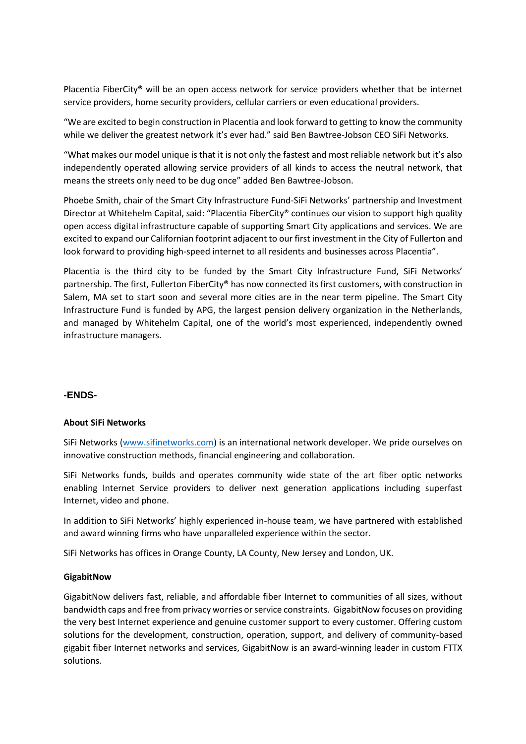Placentia FiberCity® will be an open access network for service providers whether that be internet service providers, home security providers, cellular carriers or even educational providers.

"We are excited to begin construction in Placentia and look forward to getting to know the community while we deliver the greatest network it's ever had." said Ben Bawtree-Jobson CEO SiFi Networks.

"What makes our model unique is that it is not only the fastest and most reliable network but it's also independently operated allowing service providers of all kinds to access the neutral network, that means the streets only need to be dug once" added Ben Bawtree-Jobson.

Phoebe Smith, chair of the Smart City Infrastructure Fund-SiFi Networks' partnership and Investment Director at Whitehelm Capital, said: "Placentia FiberCity® continues our vision to support high quality open access digital infrastructure capable of supporting Smart City applications and services. We are excited to expand our Californian footprint adjacent to our first investment in the City of Fullerton and look forward to providing high-speed internet to all residents and businesses across Placentia".

Placentia is the third city to be funded by the Smart City Infrastructure Fund, SiFi Networks' partnership. The first, Fullerton FiberCity® has now connected its first customers, with construction in Salem, MA set to start soon and several more cities are in the near term pipeline. The Smart City Infrastructure Fund is funded by APG, the largest pension delivery organization in the Netherlands, and managed by Whitehelm Capital, one of the world's most experienced, independently owned infrastructure managers.

**-ENDS-**

**About SiFi Networks**

SiFi Networks (www.sifinetworks.com) is an international network developer. We pride ourselves on innovative construction methods, financial engineering and collaboration.

SiFi Networks funds, builds and operates community wide state of the art fiber optic networks enabling Internet Service providers to deliver next generation applications including superfast Internet, video and phone.

In addition to SiFi Networks' highly experienced in-house team, we have partnered with established and award winning firms who have unparalleled experience within the sector.

SiFi Networks has offices in Orange County, LA County, New Jersey and London, UK.

**GigabitNow**

GigabitNow delivers fast, reliable, and affordable fiber Internet to communities of all sizes, without bandwidth caps and free from privacy worries or service constraints. GigabitNow focuses on providing the very best Internet experience and genuine customer support to every customer. Offering custom solutions for the development, construction, operation, support, and delivery of community-based gigabit fiber Internet networks and services, GigabitNow is an award-winning leader in custom FTTX solutions.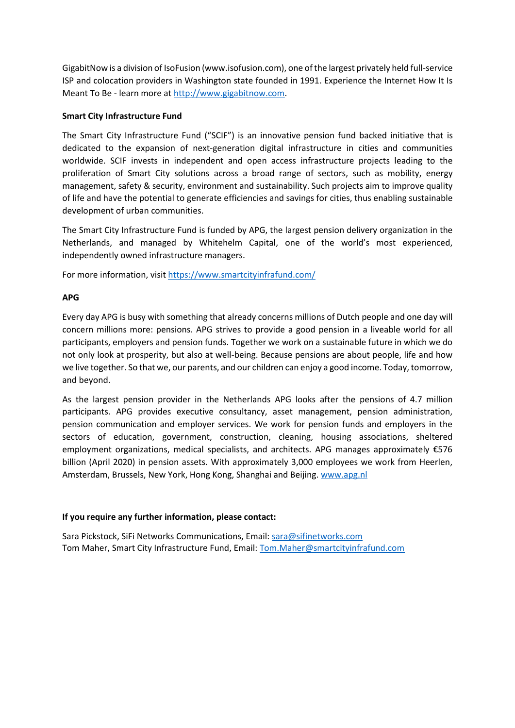GigabitNow is a division of IsoFusion (www.isofusion.com), one of the largest privately held full-service ISP and colocation providers in Washington state founded in 1991. Experience the Internet How It Is Meant To Be - learn more at http://www.gigabitnow.com.

**Smart City Infrastructure Fund**

The Smart City Infrastructure Fund ("SCIF") is an innovative pension fund backed initiative that is dedicated to the expansion of next-generation digital infrastructure in cities and communities worldwide. SCIF invests in independent and open access infrastructure projects leading to the proliferation of Smart City solutions across a broad range of sectors, such as mobility, energy management, safety & security, environment and sustainability. Such projects aim to improve quality of life and have the potential to generate efficiencies and savings for cities, thus enabling sustainable development of urban communities.

The Smart City Infrastructure Fund is funded by APG, the largest pension delivery organization in the Netherlands, and managed by Whitehelm Capital, one of the world's most experienced, independently owned infrastructure managers.

For more information, visit https://www.smartcityinfrafund.com/

**APG**

Every day APG is busy with something that already concerns millions of Dutch people and one day will concern millions more: pensions. APG strives to provide a good pension in a liveable world for all participants, employers and pension funds. Together we work on a sustainable future in which we do not only look at prosperity, but also at well-being. Because pensions are about people, life and how we live together. So that we, our parents, and our children can enjoy a good income. Today, tomorrow, and beyond.

As the largest pension provider in the Netherlands APG looks after the pensions of 4.7 million participants. APG provides executive consultancy, asset management, pension administration, pension communication and employer services. We work for pension funds and employers in the sectors of education, government, construction, cleaning, housing associations, sheltered employment organizations, medical specialists, and architects. APG manages approximately €576 billion (April 2020) in pension assets. With approximately 3,000 employees we work from Heerlen, Amsterdam, Brussels, New York, Hong Kong, Shanghai and Beijing. www.apg.nl

**If you require any further information, please contact:**

Sara Pickstock, SiFi Networks Communications, Email: sara@sifinetworks.com
Tom Maher, Smart City Infrastructure Fund, Email: Tom.Maher@smartcityinfrafund.com